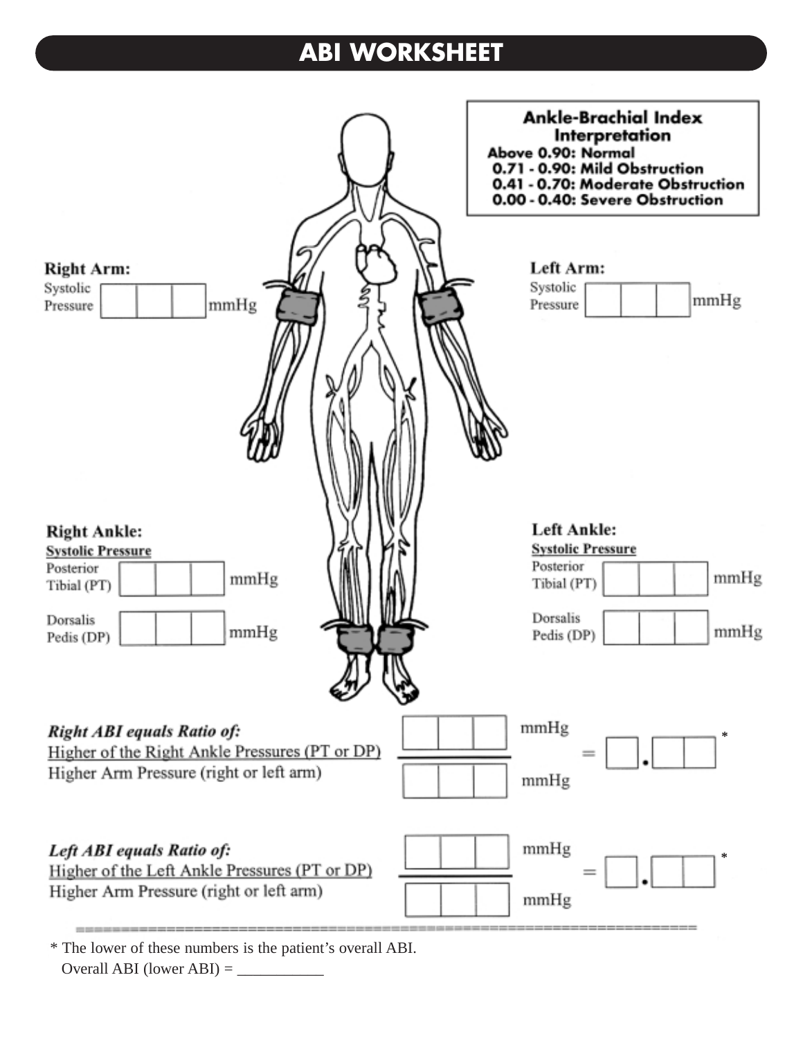# ABI WORKSHEET

**Ankle-Brachial Index Interpretation**

- **Above 0.90: Normal**
- **0.71 - 0.90: Mild Obstruction**
- **0.41 - 0.70: Moderate Obstruction**
- **0.00 - 0.40: Severe Obstruction**

**Right Arm:**

Systolic Pressure [ ][ ][ ] mmHg

**Left Arm:**

Systolic Pressure [ ][ ][ ] mmHg

**Right Ankle:**

**Systolic Pressure**

Posterior Tibial (PT) [ ][ ][ ] mmHg

Dorsalis Pedis (DP) [ ][ ][ ] mmHg

**Left Ankle:**

**Systolic Pressure**

Posterior Tibial (PT) [ ][ ][ ] mmHg

Dorsalis Pedis (DP) [ ][ ][ ] mmHg

***Right ABI equals Ratio of:***

Higher of the Right Ankle Pressures (PT or DP) [ ][ ][ ] mmHg

Higher Arm Pressure (right or left arm) [ ][ ][ ] mmHg

= [ ].[ ][ ] *

***Left ABI equals Ratio of:***

Higher of the Left Ankle Pressures (PT or DP) [ ][ ][ ] mmHg

Higher Arm Pressure (right or left arm) [ ][ ][ ] mmHg

= [ ].[ ][ ] *

\* The lower of these numbers is the patient's overall ABI.

Overall ABI (lower ABI) = ___________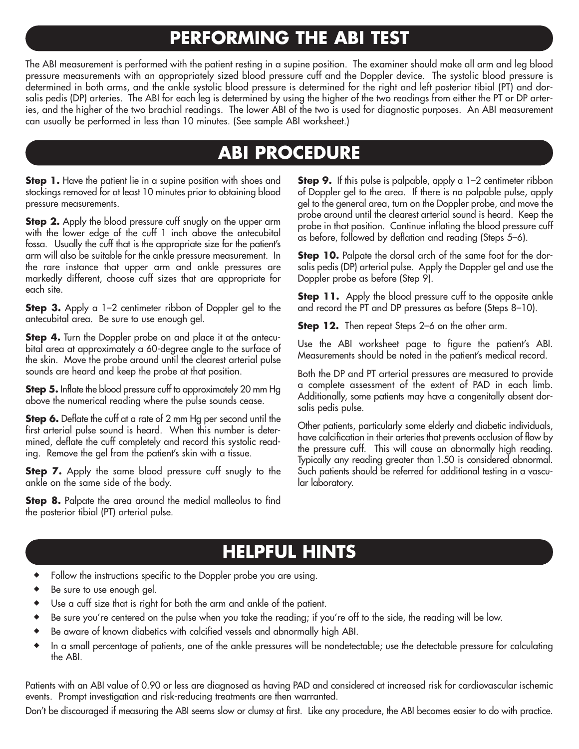# PERFORMING THE ABI TEST

The ABI measurement is performed with the patient resting in a supine position. The examiner should make all arm and leg blood pressure measurements with an appropriately sized blood pressure cuff and the Doppler device. The systolic blood pressure is determined in both arms, and the ankle systolic blood pressure is determined for the right and left posterior tibial (PT) and dorsalis pedis (DP) arteries. The ABI for each leg is determined by using the higher of the two readings from either the PT or DP arteries, and the higher of the two brachial readings. The lower ABI of the two is used for diagnostic purposes. An ABI measurement can usually be performed in less than 10 minutes. (See sample ABI worksheet.)

# ABI PROCEDURE

**Step 1.** Have the patient lie in a supine position with shoes and stockings removed for at least 10 minutes prior to obtaining blood pressure measurements.

**Step 2.** Apply the blood pressure cuff snugly on the upper arm with the lower edge of the cuff 1 inch above the antecubital fossa. Usually the cuff that is the appropriate size for the patient's arm will also be suitable for the ankle pressure measurement. In the rare instance that upper arm and ankle pressures are markedly different, choose cuff sizes that are appropriate for each site.

**Step 3.** Apply a 1–2 centimeter ribbon of Doppler gel to the antecubital area. Be sure to use enough gel.

**Step 4.** Turn the Doppler probe on and place it at the antecubital area at approximately a 60-degree angle to the surface of the skin. Move the probe around until the clearest arterial pulse sounds are heard and keep the probe at that position.

**Step 5.** Inflate the blood pressure cuff to approximately 20 mm Hg above the numerical reading where the pulse sounds cease.

**Step 6.** Deflate the cuff at a rate of 2 mm Hg per second until the first arterial pulse sound is heard. When this number is determined, deflate the cuff completely and record this systolic reading. Remove the gel from the patient's skin with a tissue.

**Step 7.** Apply the same blood pressure cuff snugly to the ankle on the same side of the body.

**Step 8.** Palpate the area around the medial malleolus to find the posterior tibial (PT) arterial pulse.

**Step 9.** If this pulse is palpable, apply a 1–2 centimeter ribbon of Doppler gel to the area. If there is no palpable pulse, apply gel to the general area, turn on the Doppler probe, and move the probe around until the clearest arterial sound is heard. Keep the probe in that position. Continue inflating the blood pressure cuff as before, followed by deflation and reading (Steps 5–6).

**Step 10.** Palpate the dorsal arch of the same foot for the dorsalis pedis (DP) arterial pulse. Apply the Doppler gel and use the Doppler probe as before (Step 9).

**Step 11.** Apply the blood pressure cuff to the opposite ankle and record the PT and DP pressures as before (Steps 8–10).

**Step 12.** Then repeat Steps 2–6 on the other arm.

Use the ABI worksheet page to figure the patient's ABI. Measurements should be noted in the patient's medical record.

Both the DP and PT arterial pressures are measured to provide a complete assessment of the extent of PAD in each limb. Additionally, some patients may have a congenitally absent dorsalis pedis pulse.

Other patients, particularly some elderly and diabetic individuals, have calcification in their arteries that prevents occlusion of flow by the pressure cuff. This will cause an abnormally high reading. Typically any reading greater than 1.50 is considered abnormal. Such patients should be referred for additional testing in a vascular laboratory.

# HELPFUL HINTS

- Follow the instructions specific to the Doppler probe you are using.
- Be sure to use enough gel.
- Use a cuff size that is right for both the arm and ankle of the patient.
- Be sure you're centered on the pulse when you take the reading; if you're off to the side, the reading will be low.
- Be aware of known diabetics with calcified vessels and abnormally high ABI.
- In a small percentage of patients, one of the ankle pressures will be nondetectable; use the detectable pressure for calculating the ABI.

Patients with an ABI value of 0.90 or less are diagnosed as having PAD and considered at increased risk for cardiovascular ischemic events. Prompt investigation and risk-reducing treatments are then warranted.

Don't be discouraged if measuring the ABI seems slow or clumsy at first. Like any procedure, the ABI becomes easier to do with practice.